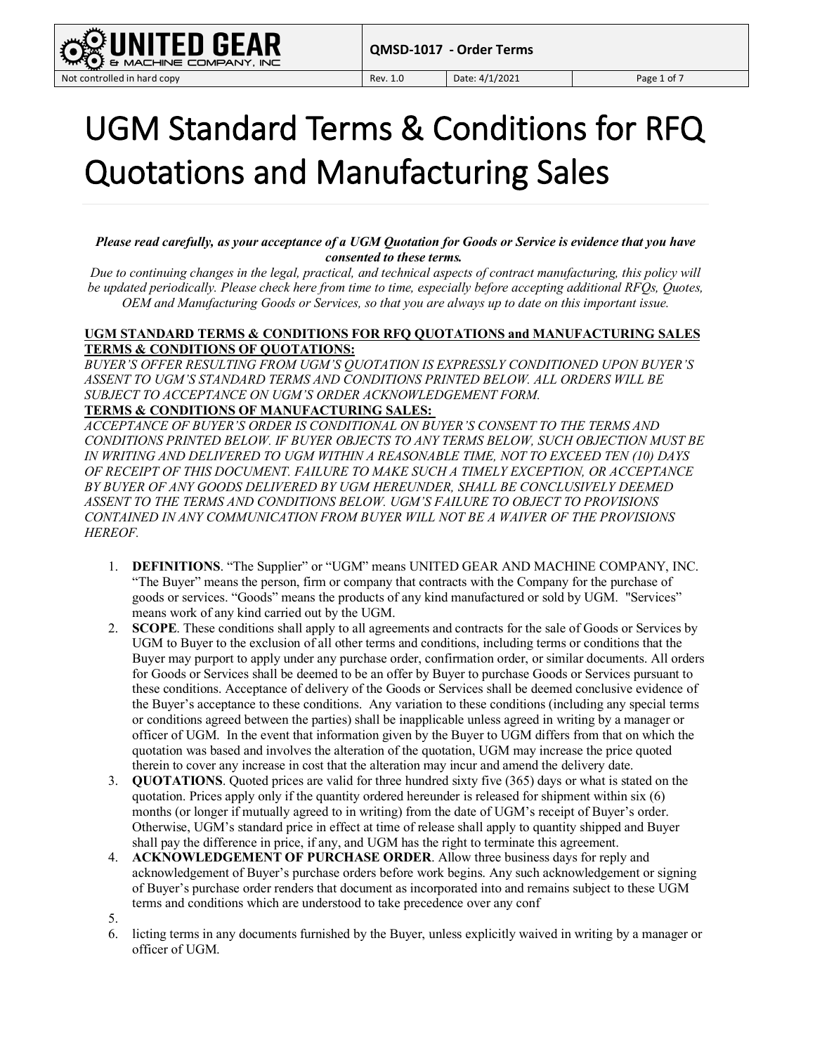# UGM Standard Terms & Conditions for RFQ Quotations and Manufacturing Sales

***Please read carefully, as your acceptance of a UGM Quotation for Goods or Service is evidence that you have consented to these terms.***

*Due to continuing changes in the legal, practical, and technical aspects of contract manufacturing, this policy will be updated periodically. Please check here from time to time, especially before accepting additional RFQs, Quotes, OEM and Manufacturing Goods or Services, so that you are always up to date on this important issue.*

**UGM STANDARD TERMS & CONDITIONS FOR RFQ QUOTATIONS and MANUFACTURING SALES**

**TERMS & CONDITIONS OF QUOTATIONS:**

*BUYER'S OFFER RESULTING FROM UGM'S QUOTATION IS EXPRESSLY CONDITIONED UPON BUYER'S ASSENT TO UGM'S STANDARD TERMS AND CONDITIONS PRINTED BELOW. ALL ORDERS WILL BE SUBJECT TO ACCEPTANCE ON UGM'S ORDER ACKNOWLEDGEMENT FORM.*

**TERMS & CONDITIONS OF MANUFACTURING SALES:**

*ACCEPTANCE OF BUYER'S ORDER IS CONDITIONAL ON BUYER'S CONSENT TO THE TERMS AND CONDITIONS PRINTED BELOW. IF BUYER OBJECTS TO ANY TERMS BELOW, SUCH OBJECTION MUST BE IN WRITING AND DELIVERED TO UGM WITHIN A REASONABLE TIME, NOT TO EXCEED TEN (10) DAYS OF RECEIPT OF THIS DOCUMENT. FAILURE TO MAKE SUCH A TIMELY EXCEPTION, OR ACCEPTANCE BY BUYER OF ANY GOODS DELIVERED BY UGM HEREUNDER, SHALL BE CONCLUSIVELY DEEMED ASSENT TO THE TERMS AND CONDITIONS BELOW. UGM'S FAILURE TO OBJECT TO PROVISIONS CONTAINED IN ANY COMMUNICATION FROM BUYER WILL NOT BE A WAIVER OF THE PROVISIONS HEREOF.*

1. **DEFINITIONS**. "The Supplier" or "UGM" means UNITED GEAR AND MACHINE COMPANY, INC. "The Buyer" means the person, firm or company that contracts with the Company for the purchase of goods or services. "Goods" means the products of any kind manufactured or sold by UGM. "Services" means work of any kind carried out by the UGM.
2. **SCOPE**. These conditions shall apply to all agreements and contracts for the sale of Goods or Services by UGM to Buyer to the exclusion of all other terms and conditions, including terms or conditions that the Buyer may purport to apply under any purchase order, confirmation order, or similar documents. All orders for Goods or Services shall be deemed to be an offer by Buyer to purchase Goods or Services pursuant to these conditions. Acceptance of delivery of the Goods or Services shall be deemed conclusive evidence of the Buyer's acceptance to these conditions. Any variation to these conditions (including any special terms or conditions agreed between the parties) shall be inapplicable unless agreed in writing by a manager or officer of UGM. In the event that information given by the Buyer to UGM differs from that on which the quotation was based and involves the alteration of the quotation, UGM may increase the price quoted therein to cover any increase in cost that the alteration may incur and amend the delivery date.
3. **QUOTATIONS**. Quoted prices are valid for three hundred sixty five (365) days or what is stated on the quotation. Prices apply only if the quantity ordered hereunder is released for shipment within six (6) months (or longer if mutually agreed to in writing) from the date of UGM's receipt of Buyer's order. Otherwise, UGM's standard price in effect at time of release shall apply to quantity shipped and Buyer shall pay the difference in price, if any, and UGM has the right to terminate this agreement.
4. **ACKNOWLEDGEMENT OF PURCHASE ORDER**. Allow three business days for reply and acknowledgement of Buyer's purchase orders before work begins. Any such acknowledgement or signing of Buyer's purchase order renders that document as incorporated into and remains subject to these UGM terms and conditions which are understood to take precedence over any conf
5. 
6. licting terms in any documents furnished by the Buyer, unless explicitly waived in writing by a manager or officer of UGM.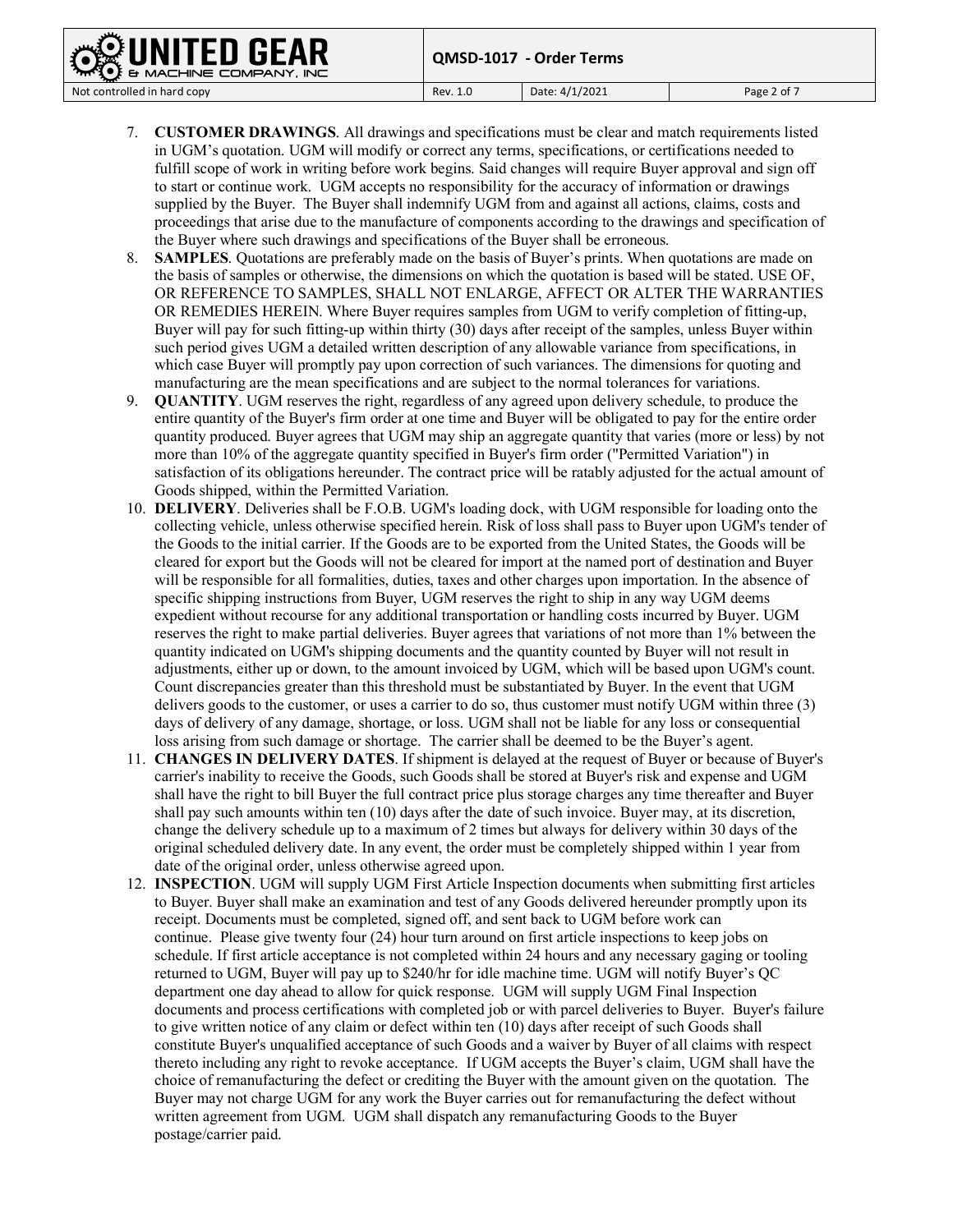7. **CUSTOMER DRAWINGS**. All drawings and specifications must be clear and match requirements listed in UGM's quotation. UGM will modify or correct any terms, specifications, or certifications needed to fulfill scope of work in writing before work begins. Said changes will require Buyer approval and sign off to start or continue work. UGM accepts no responsibility for the accuracy of information or drawings supplied by the Buyer. The Buyer shall indemnify UGM from and against all actions, claims, costs and proceedings that arise due to the manufacture of components according to the drawings and specification of the Buyer where such drawings and specifications of the Buyer shall be erroneous.
8. **SAMPLES**. Quotations are preferably made on the basis of Buyer's prints. When quotations are made on the basis of samples or otherwise, the dimensions on which the quotation is based will be stated. USE OF, OR REFERENCE TO SAMPLES, SHALL NOT ENLARGE, AFFECT OR ALTER THE WARRANTIES OR REMEDIES HEREIN. Where Buyer requires samples from UGM to verify completion of fitting-up, Buyer will pay for such fitting-up within thirty (30) days after receipt of the samples, unless Buyer within such period gives UGM a detailed written description of any allowable variance from specifications, in which case Buyer will promptly pay upon correction of such variances. The dimensions for quoting and manufacturing are the mean specifications and are subject to the normal tolerances for variations.
9. **QUANTITY**. UGM reserves the right, regardless of any agreed upon delivery schedule, to produce the entire quantity of the Buyer's firm order at one time and Buyer will be obligated to pay for the entire order quantity produced. Buyer agrees that UGM may ship an aggregate quantity that varies (more or less) by not more than 10% of the aggregate quantity specified in Buyer's firm order ("Permitted Variation") in satisfaction of its obligations hereunder. The contract price will be ratably adjusted for the actual amount of Goods shipped, within the Permitted Variation.
10. **DELIVERY**. Deliveries shall be F.O.B. UGM's loading dock, with UGM responsible for loading onto the collecting vehicle, unless otherwise specified herein. Risk of loss shall pass to Buyer upon UGM's tender of the Goods to the initial carrier. If the Goods are to be exported from the United States, the Goods will be cleared for export but the Goods will not be cleared for import at the named port of destination and Buyer will be responsible for all formalities, duties, taxes and other charges upon importation. In the absence of specific shipping instructions from Buyer, UGM reserves the right to ship in any way UGM deems expedient without recourse for any additional transportation or handling costs incurred by Buyer. UGM reserves the right to make partial deliveries. Buyer agrees that variations of not more than 1% between the quantity indicated on UGM's shipping documents and the quantity counted by Buyer will not result in adjustments, either up or down, to the amount invoiced by UGM, which will be based upon UGM's count. Count discrepancies greater than this threshold must be substantiated by Buyer. In the event that UGM delivers goods to the customer, or uses a carrier to do so, thus customer must notify UGM within three (3) days of delivery of any damage, shortage, or loss. UGM shall not be liable for any loss or consequential loss arising from such damage or shortage. The carrier shall be deemed to be the Buyer's agent.
11. **CHANGES IN DELIVERY DATES**. If shipment is delayed at the request of Buyer or because of Buyer's carrier's inability to receive the Goods, such Goods shall be stored at Buyer's risk and expense and UGM shall have the right to bill Buyer the full contract price plus storage charges any time thereafter and Buyer shall pay such amounts within ten (10) days after the date of such invoice. Buyer may, at its discretion, change the delivery schedule up to a maximum of 2 times but always for delivery within 30 days of the original scheduled delivery date. In any event, the order must be completely shipped within 1 year from date of the original order, unless otherwise agreed upon.
12. **INSPECTION**. UGM will supply UGM First Article Inspection documents when submitting first articles to Buyer. Buyer shall make an examination and test of any Goods delivered hereunder promptly upon its receipt. Documents must be completed, signed off, and sent back to UGM before work can continue. Please give twenty four (24) hour turn around on first article inspections to keep jobs on schedule. If first article acceptance is not completed within 24 hours and any necessary gaging or tooling returned to UGM, Buyer will pay up to $240/hr for idle machine time. UGM will notify Buyer's QC department one day ahead to allow for quick response. UGM will supply UGM Final Inspection documents and process certifications with completed job or with parcel deliveries to Buyer. Buyer's failure to give written notice of any claim or defect within ten (10) days after receipt of such Goods shall constitute Buyer's unqualified acceptance of such Goods and a waiver by Buyer of all claims with respect thereto including any right to revoke acceptance. If UGM accepts the Buyer's claim, UGM shall have the choice of remanufacturing the defect or crediting the Buyer with the amount given on the quotation. The Buyer may not charge UGM for any work the Buyer carries out for remanufacturing the defect without written agreement from UGM. UGM shall dispatch any remanufacturing Goods to the Buyer postage/carrier paid.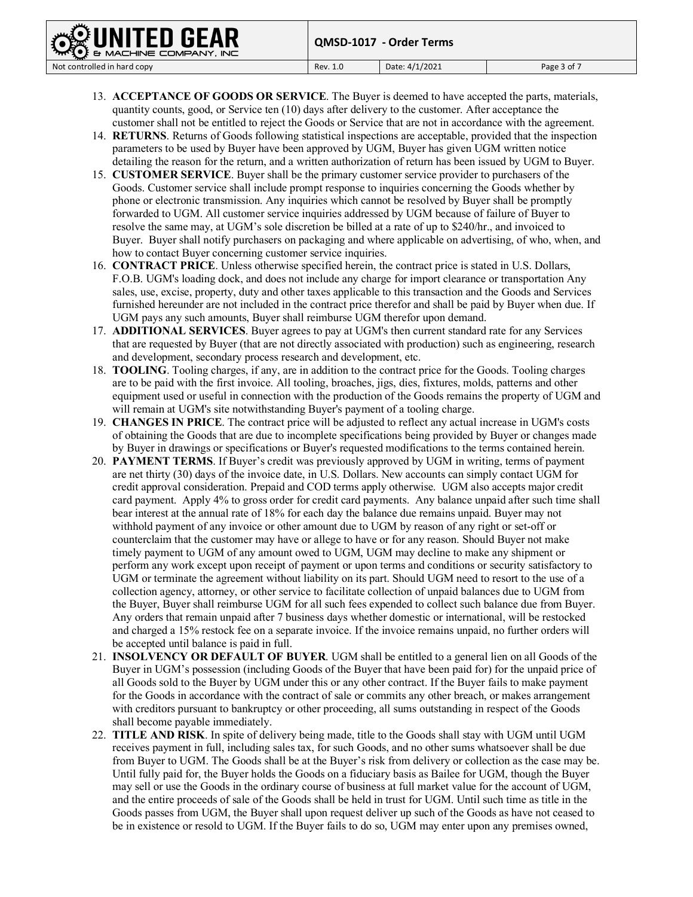13. **ACCEPTANCE OF GOODS OR SERVICE**. The Buyer is deemed to have accepted the parts, materials, quantity counts, good, or Service ten (10) days after delivery to the customer. After acceptance the customer shall not be entitled to reject the Goods or Service that are not in accordance with the agreement.
14. **RETURNS**. Returns of Goods following statistical inspections are acceptable, provided that the inspection parameters to be used by Buyer have been approved by UGM, Buyer has given UGM written notice detailing the reason for the return, and a written authorization of return has been issued by UGM to Buyer.
15. **CUSTOMER SERVICE**. Buyer shall be the primary customer service provider to purchasers of the Goods. Customer service shall include prompt response to inquiries concerning the Goods whether by phone or electronic transmission. Any inquiries which cannot be resolved by Buyer shall be promptly forwarded to UGM. All customer service inquiries addressed by UGM because of failure of Buyer to resolve the same may, at UGM's sole discretion be billed at a rate of up to $240/hr., and invoiced to Buyer. Buyer shall notify purchasers on packaging and where applicable on advertising, of who, when, and how to contact Buyer concerning customer service inquiries.
16. **CONTRACT PRICE**. Unless otherwise specified herein, the contract price is stated in U.S. Dollars, F.O.B. UGM's loading dock, and does not include any charge for import clearance or transportation Any sales, use, excise, property, duty and other taxes applicable to this transaction and the Goods and Services furnished hereunder are not included in the contract price therefor and shall be paid by Buyer when due. If UGM pays any such amounts, Buyer shall reimburse UGM therefor upon demand.
17. **ADDITIONAL SERVICES**. Buyer agrees to pay at UGM's then current standard rate for any Services that are requested by Buyer (that are not directly associated with production) such as engineering, research and development, secondary process research and development, etc.
18. **TOOLING**. Tooling charges, if any, are in addition to the contract price for the Goods. Tooling charges are to be paid with the first invoice. All tooling, broaches, jigs, dies, fixtures, molds, patterns and other equipment used or useful in connection with the production of the Goods remains the property of UGM and will remain at UGM's site notwithstanding Buyer's payment of a tooling charge.
19. **CHANGES IN PRICE**. The contract price will be adjusted to reflect any actual increase in UGM's costs of obtaining the Goods that are due to incomplete specifications being provided by Buyer or changes made by Buyer in drawings or specifications or Buyer's requested modifications to the terms contained herein.
20. **PAYMENT TERMS**. If Buyer's credit was previously approved by UGM in writing, terms of payment are net thirty (30) days of the invoice date, in U.S. Dollars. New accounts can simply contact UGM for credit approval consideration. Prepaid and COD terms apply otherwise. UGM also accepts major credit card payment. Apply 4% to gross order for credit card payments. Any balance unpaid after such time shall bear interest at the annual rate of 18% for each day the balance due remains unpaid. Buyer may not withhold payment of any invoice or other amount due to UGM by reason of any right or set-off or counterclaim that the customer may have or allege to have or for any reason. Should Buyer not make timely payment to UGM of any amount owed to UGM, UGM may decline to make any shipment or perform any work except upon receipt of payment or upon terms and conditions or security satisfactory to UGM or terminate the agreement without liability on its part. Should UGM need to resort to the use of a collection agency, attorney, or other service to facilitate collection of unpaid balances due to UGM from the Buyer, Buyer shall reimburse UGM for all such fees expended to collect such balance due from Buyer. Any orders that remain unpaid after 7 business days whether domestic or international, will be restocked and charged a 15% restock fee on a separate invoice. If the invoice remains unpaid, no further orders will be accepted until balance is paid in full.
21. **INSOLVENCY OR DEFAULT OF BUYER**. UGM shall be entitled to a general lien on all Goods of the Buyer in UGM's possession (including Goods of the Buyer that have been paid for) for the unpaid price of all Goods sold to the Buyer by UGM under this or any other contract. If the Buyer fails to make payment for the Goods in accordance with the contract of sale or commits any other breach, or makes arrangement with creditors pursuant to bankruptcy or other proceeding, all sums outstanding in respect of the Goods shall become payable immediately.
22. **TITLE AND RISK**. In spite of delivery being made, title to the Goods shall stay with UGM until UGM receives payment in full, including sales tax, for such Goods, and no other sums whatsoever shall be due from Buyer to UGM. The Goods shall be at the Buyer's risk from delivery or collection as the case may be. Until fully paid for, the Buyer holds the Goods on a fiduciary basis as Bailee for UGM, though the Buyer may sell or use the Goods in the ordinary course of business at full market value for the account of UGM, and the entire proceeds of sale of the Goods shall be held in trust for UGM. Until such time as title in the Goods passes from UGM, the Buyer shall upon request deliver up such of the Goods as have not ceased to be in existence or resold to UGM. If the Buyer fails to do so, UGM may enter upon any premises owned,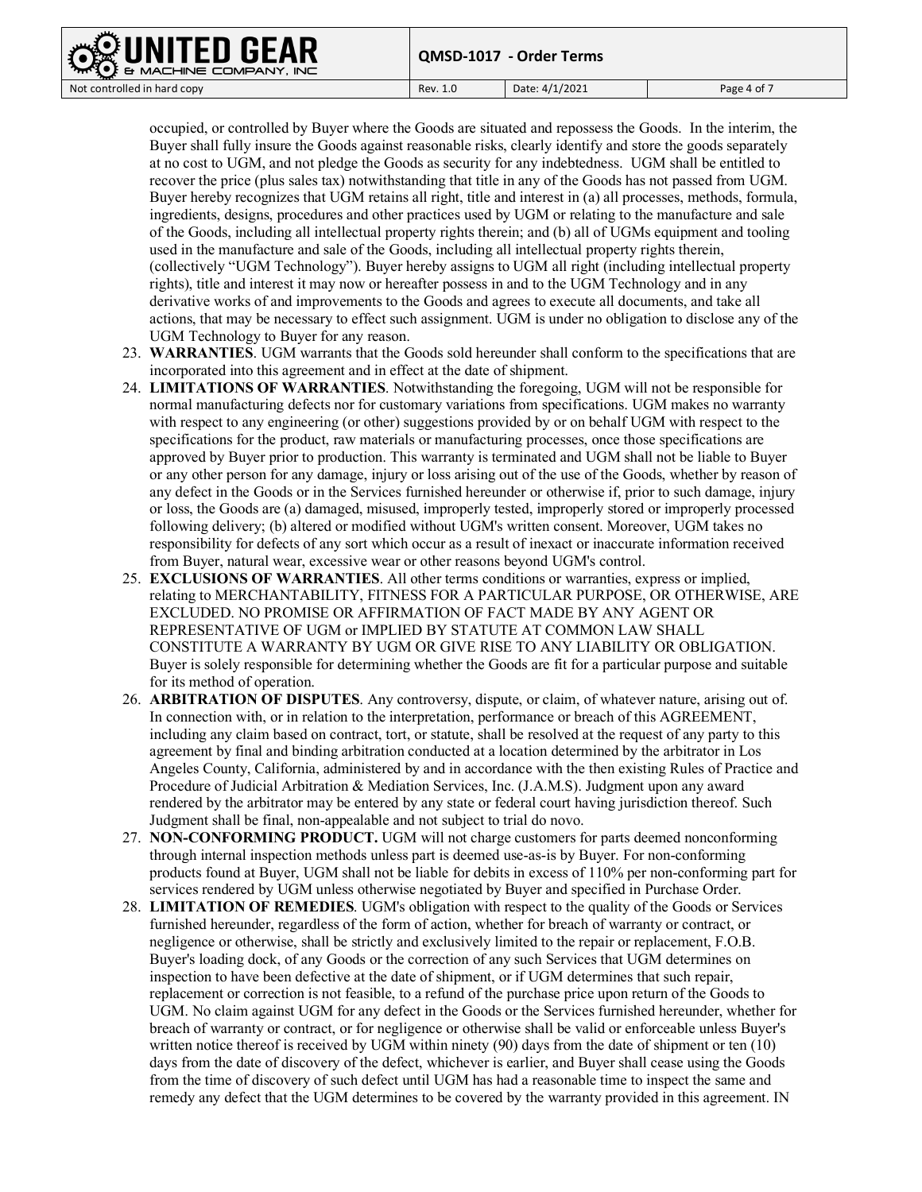occupied, or controlled by Buyer where the Goods are situated and repossess the Goods. In the interim, the Buyer shall fully insure the Goods against reasonable risks, clearly identify and store the goods separately at no cost to UGM, and not pledge the Goods as security for any indebtedness. UGM shall be entitled to recover the price (plus sales tax) notwithstanding that title in any of the Goods has not passed from UGM. Buyer hereby recognizes that UGM retains all right, title and interest in (a) all processes, methods, formula, ingredients, designs, procedures and other practices used by UGM or relating to the manufacture and sale of the Goods, including all intellectual property rights therein; and (b) all of UGMs equipment and tooling used in the manufacture and sale of the Goods, including all intellectual property rights therein, (collectively "UGM Technology"). Buyer hereby assigns to UGM all right (including intellectual property rights), title and interest it may now or hereafter possess in and to the UGM Technology and in any derivative works of and improvements to the Goods and agrees to execute all documents, and take all actions, that may be necessary to effect such assignment. UGM is under no obligation to disclose any of the UGM Technology to Buyer for any reason.

23. **WARRANTIES**. UGM warrants that the Goods sold hereunder shall conform to the specifications that are incorporated into this agreement and in effect at the date of shipment.
24. **LIMITATIONS OF WARRANTIES**. Notwithstanding the foregoing, UGM will not be responsible for normal manufacturing defects nor for customary variations from specifications. UGM makes no warranty with respect to any engineering (or other) suggestions provided by or on behalf UGM with respect to the specifications for the product, raw materials or manufacturing processes, once those specifications are approved by Buyer prior to production. This warranty is terminated and UGM shall not be liable to Buyer or any other person for any damage, injury or loss arising out of the use of the Goods, whether by reason of any defect in the Goods or in the Services furnished hereunder or otherwise if, prior to such damage, injury or loss, the Goods are (a) damaged, misused, improperly tested, improperly stored or improperly processed following delivery; (b) altered or modified without UGM's written consent. Moreover, UGM takes no responsibility for defects of any sort which occur as a result of inexact or inaccurate information received from Buyer, natural wear, excessive wear or other reasons beyond UGM's control.
25. **EXCLUSIONS OF WARRANTIES**. All other terms conditions or warranties, express or implied, relating to MERCHANTABILITY, FITNESS FOR A PARTICULAR PURPOSE, OR OTHERWISE, ARE EXCLUDED. NO PROMISE OR AFFIRMATION OF FACT MADE BY ANY AGENT OR REPRESENTATIVE OF UGM or IMPLIED BY STATUTE AT COMMON LAW SHALL CONSTITUTE A WARRANTY BY UGM OR GIVE RISE TO ANY LIABILITY OR OBLIGATION. Buyer is solely responsible for determining whether the Goods are fit for a particular purpose and suitable for its method of operation.
26. **ARBITRATION OF DISPUTES**. Any controversy, dispute, or claim, of whatever nature, arising out of. In connection with, or in relation to the interpretation, performance or breach of this AGREEMENT, including any claim based on contract, tort, or statute, shall be resolved at the request of any party to this agreement by final and binding arbitration conducted at a location determined by the arbitrator in Los Angeles County, California, administered by and in accordance with the then existing Rules of Practice and Procedure of Judicial Arbitration & Mediation Services, Inc. (J.A.M.S). Judgment upon any award rendered by the arbitrator may be entered by any state or federal court having jurisdiction thereof. Such Judgment shall be final, non-appealable and not subject to trial do novo.
27. **NON-CONFORMING PRODUCT.** UGM will not charge customers for parts deemed nonconforming through internal inspection methods unless part is deemed use-as-is by Buyer. For non-conforming products found at Buyer, UGM shall not be liable for debits in excess of 110% per non-conforming part for services rendered by UGM unless otherwise negotiated by Buyer and specified in Purchase Order.
28. **LIMITATION OF REMEDIES**. UGM's obligation with respect to the quality of the Goods or Services furnished hereunder, regardless of the form of action, whether for breach of warranty or contract, or negligence or otherwise, shall be strictly and exclusively limited to the repair or replacement, F.O.B. Buyer's loading dock, of any Goods or the correction of any such Services that UGM determines on inspection to have been defective at the date of shipment, or if UGM determines that such repair, replacement or correction is not feasible, to a refund of the purchase price upon return of the Goods to UGM. No claim against UGM for any defect in the Goods or the Services furnished hereunder, whether for breach of warranty or contract, or for negligence or otherwise shall be valid or enforceable unless Buyer's written notice thereof is received by UGM within ninety (90) days from the date of shipment or ten (10) days from the date of discovery of the defect, whichever is earlier, and Buyer shall cease using the Goods from the time of discovery of such defect until UGM has had a reasonable time to inspect the same and remedy any defect that the UGM determines to be covered by the warranty provided in this agreement. IN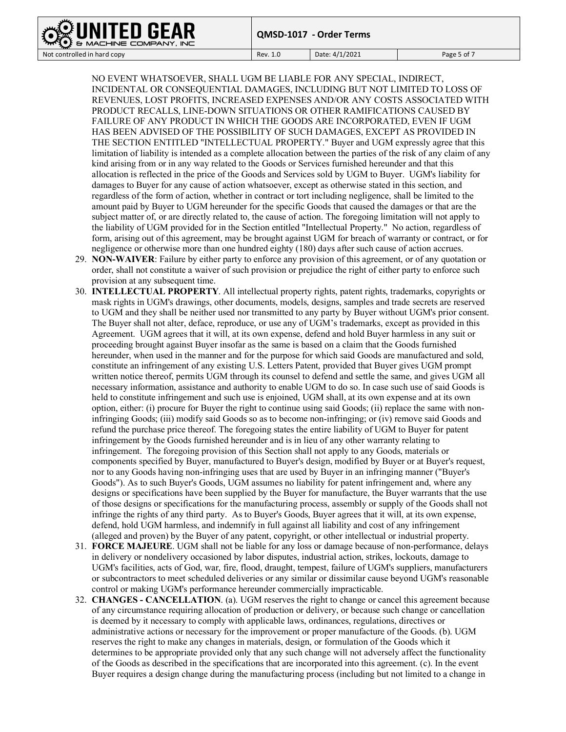NO EVENT WHATSOEVER, SHALL UGM BE LIABLE FOR ANY SPECIAL, INDIRECT, INCIDENTAL OR CONSEQUENTIAL DAMAGES, INCLUDING BUT NOT LIMITED TO LOSS OF REVENUES, LOST PROFITS, INCREASED EXPENSES AND/OR ANY COSTS ASSOCIATED WITH PRODUCT RECALLS, LINE-DOWN SITUATIONS OR OTHER RAMIFICATIONS CAUSED BY FAILURE OF ANY PRODUCT IN WHICH THE GOODS ARE INCORPORATED, EVEN IF UGM HAS BEEN ADVISED OF THE POSSIBILITY OF SUCH DAMAGES, EXCEPT AS PROVIDED IN THE SECTION ENTITLED "INTELLECTUAL PROPERTY." Buyer and UGM expressly agree that this limitation of liability is intended as a complete allocation between the parties of the risk of any claim of any kind arising from or in any way related to the Goods or Services furnished hereunder and that this allocation is reflected in the price of the Goods and Services sold by UGM to Buyer. UGM's liability for damages to Buyer for any cause of action whatsoever, except as otherwise stated in this section, and regardless of the form of action, whether in contract or tort including negligence, shall be limited to the amount paid by Buyer to UGM hereunder for the specific Goods that caused the damages or that are the subject matter of, or are directly related to, the cause of action. The foregoing limitation will not apply to the liability of UGM provided for in the Section entitled "Intellectual Property." No action, regardless of form, arising out of this agreement, may be brought against UGM for breach of warranty or contract, or for negligence or otherwise more than one hundred eighty (180) days after such cause of action accrues.

29. **NON-WAIVER**: Failure by either party to enforce any provision of this agreement, or of any quotation or order, shall not constitute a waiver of such provision or prejudice the right of either party to enforce such provision at any subsequent time.
30. **INTELLECTUAL PROPERTY**. All intellectual property rights, patent rights, trademarks, copyrights or mask rights in UGM's drawings, other documents, models, designs, samples and trade secrets are reserved to UGM and they shall be neither used nor transmitted to any party by Buyer without UGM's prior consent. The Buyer shall not alter, deface, reproduce, or use any of UGM's trademarks, except as provided in this Agreement. UGM agrees that it will, at its own expense, defend and hold Buyer harmless in any suit or proceeding brought against Buyer insofar as the same is based on a claim that the Goods furnished hereunder, when used in the manner and for the purpose for which said Goods are manufactured and sold, constitute an infringement of any existing U.S. Letters Patent, provided that Buyer gives UGM prompt written notice thereof, permits UGM through its counsel to defend and settle the same, and gives UGM all necessary information, assistance and authority to enable UGM to do so. In case such use of said Goods is held to constitute infringement and such use is enjoined, UGM shall, at its own expense and at its own option, either: (i) procure for Buyer the right to continue using said Goods; (ii) replace the same with non-infringing Goods; (iii) modify said Goods so as to become non-infringing; or (iv) remove said Goods and refund the purchase price thereof. The foregoing states the entire liability of UGM to Buyer for patent infringement by the Goods furnished hereunder and is in lieu of any other warranty relating to infringement. The foregoing provision of this Section shall not apply to any Goods, materials or components specified by Buyer, manufactured to Buyer's design, modified by Buyer or at Buyer's request, nor to any Goods having non-infringing uses that are used by Buyer in an infringing manner ("Buyer's Goods"). As to such Buyer's Goods, UGM assumes no liability for patent infringement and, where any designs or specifications have been supplied by the Buyer for manufacture, the Buyer warrants that the use of those designs or specifications for the manufacturing process, assembly or supply of the Goods shall not infringe the rights of any third party. As to Buyer's Goods, Buyer agrees that it will, at its own expense, defend, hold UGM harmless, and indemnify in full against all liability and cost of any infringement (alleged and proven) by the Buyer of any patent, copyright, or other intellectual or industrial property.
31. **FORCE MAJEURE**. UGM shall not be liable for any loss or damage because of non-performance, delays in delivery or nondelivery occasioned by labor disputes, industrial action, strikes, lockouts, damage to UGM's facilities, acts of God, war, fire, flood, draught, tempest, failure of UGM's suppliers, manufacturers or subcontractors to meet scheduled deliveries or any similar or dissimilar cause beyond UGM's reasonable control or making UGM's performance hereunder commercially impracticable.
32. **CHANGES - CANCELLATION**. (a). UGM reserves the right to change or cancel this agreement because of any circumstance requiring allocation of production or delivery, or because such change or cancellation is deemed by it necessary to comply with applicable laws, ordinances, regulations, directives or administrative actions or necessary for the improvement or proper manufacture of the Goods. (b). UGM reserves the right to make any changes in materials, design, or formulation of the Goods which it determines to be appropriate provided only that any such change will not adversely affect the functionality of the Goods as described in the specifications that are incorporated into this agreement. (c). In the event Buyer requires a design change during the manufacturing process (including but not limited to a change in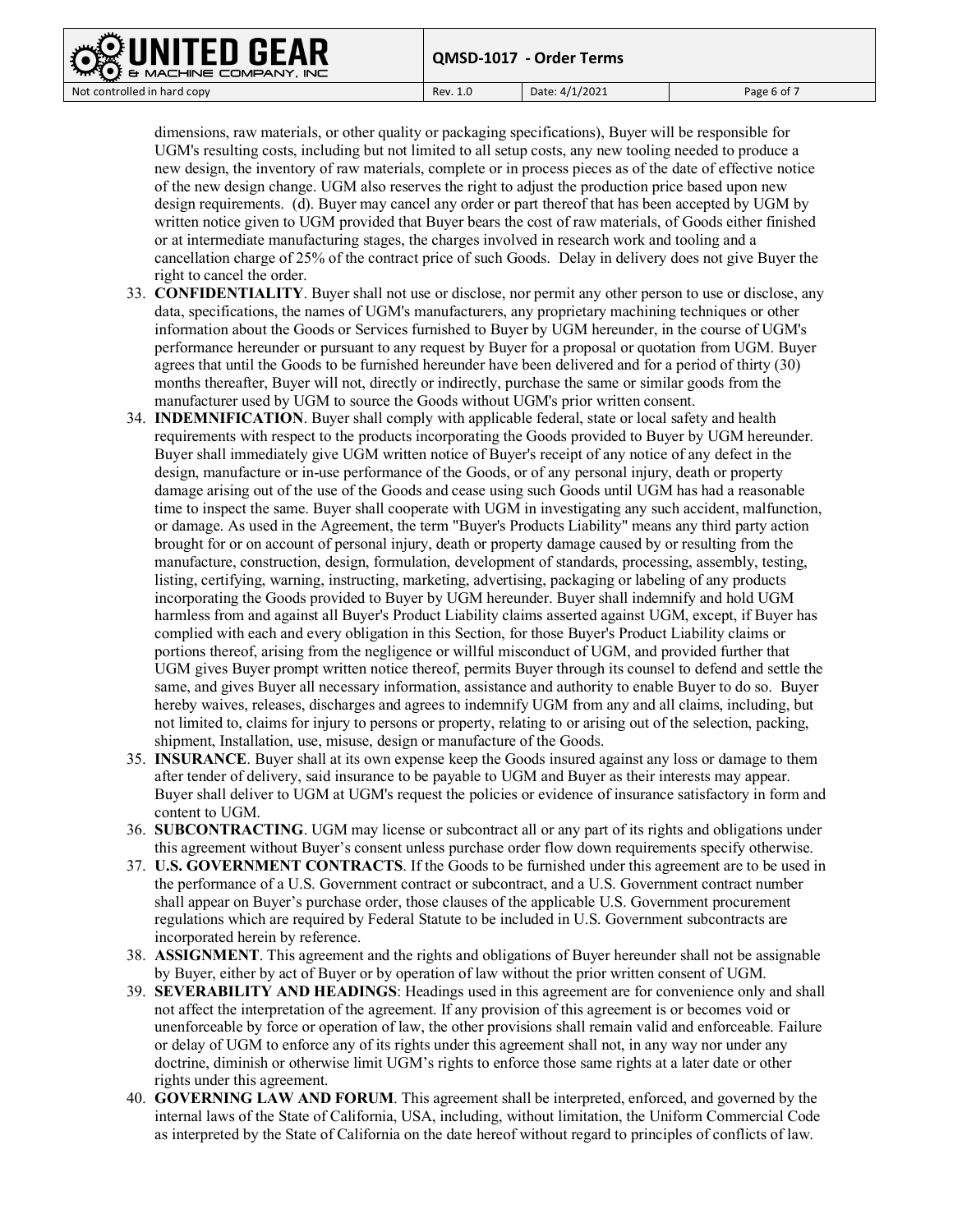dimensions, raw materials, or other quality or packaging specifications), Buyer will be responsible for UGM's resulting costs, including but not limited to all setup costs, any new tooling needed to produce a new design, the inventory of raw materials, complete or in process pieces as of the date of effective notice of the new design change. UGM also reserves the right to adjust the production price based upon new design requirements. (d). Buyer may cancel any order or part thereof that has been accepted by UGM by written notice given to UGM provided that Buyer bears the cost of raw materials, of Goods either finished or at intermediate manufacturing stages, the charges involved in research work and tooling and a cancellation charge of 25% of the contract price of such Goods. Delay in delivery does not give Buyer the right to cancel the order.

33. **CONFIDENTIALITY**. Buyer shall not use or disclose, nor permit any other person to use or disclose, any data, specifications, the names of UGM's manufacturers, any proprietary machining techniques or other information about the Goods or Services furnished to Buyer by UGM hereunder, in the course of UGM's performance hereunder or pursuant to any request by Buyer for a proposal or quotation from UGM. Buyer agrees that until the Goods to be furnished hereunder have been delivered and for a period of thirty (30) months thereafter, Buyer will not, directly or indirectly, purchase the same or similar goods from the manufacturer used by UGM to source the Goods without UGM's prior written consent.
34. **INDEMNIFICATION**. Buyer shall comply with applicable federal, state or local safety and health requirements with respect to the products incorporating the Goods provided to Buyer by UGM hereunder. Buyer shall immediately give UGM written notice of Buyer's receipt of any notice of any defect in the design, manufacture or in-use performance of the Goods, or of any personal injury, death or property damage arising out of the use of the Goods and cease using such Goods until UGM has had a reasonable time to inspect the same. Buyer shall cooperate with UGM in investigating any such accident, malfunction, or damage. As used in the Agreement, the term "Buyer's Products Liability" means any third party action brought for or on account of personal injury, death or property damage caused by or resulting from the manufacture, construction, design, formulation, development of standards, processing, assembly, testing, listing, certifying, warning, instructing, marketing, advertising, packaging or labeling of any products incorporating the Goods provided to Buyer by UGM hereunder. Buyer shall indemnify and hold UGM harmless from and against all Buyer's Product Liability claims asserted against UGM, except, if Buyer has complied with each and every obligation in this Section, for those Buyer's Product Liability claims or portions thereof, arising from the negligence or willful misconduct of UGM, and provided further that UGM gives Buyer prompt written notice thereof, permits Buyer through its counsel to defend and settle the same, and gives Buyer all necessary information, assistance and authority to enable Buyer to do so. Buyer hereby waives, releases, discharges and agrees to indemnify UGM from any and all claims, including, but not limited to, claims for injury to persons or property, relating to or arising out of the selection, packing, shipment, Installation, use, misuse, design or manufacture of the Goods.
35. **INSURANCE**. Buyer shall at its own expense keep the Goods insured against any loss or damage to them after tender of delivery, said insurance to be payable to UGM and Buyer as their interests may appear. Buyer shall deliver to UGM at UGM's request the policies or evidence of insurance satisfactory in form and content to UGM.
36. **SUBCONTRACTING**. UGM may license or subcontract all or any part of its rights and obligations under this agreement without Buyer's consent unless purchase order flow down requirements specify otherwise.
37. **U.S. GOVERNMENT CONTRACTS**. If the Goods to be furnished under this agreement are to be used in the performance of a U.S. Government contract or subcontract, and a U.S. Government contract number shall appear on Buyer's purchase order, those clauses of the applicable U.S. Government procurement regulations which are required by Federal Statute to be included in U.S. Government subcontracts are incorporated herein by reference.
38. **ASSIGNMENT**. This agreement and the rights and obligations of Buyer hereunder shall not be assignable by Buyer, either by act of Buyer or by operation of law without the prior written consent of UGM.
39. **SEVERABILITY AND HEADINGS**: Headings used in this agreement are for convenience only and shall not affect the interpretation of the agreement. If any provision of this agreement is or becomes void or unenforceable by force or operation of law, the other provisions shall remain valid and enforceable. Failure or delay of UGM to enforce any of its rights under this agreement shall not, in any way nor under any doctrine, diminish or otherwise limit UGM's rights to enforce those same rights at a later date or other rights under this agreement.
40. **GOVERNING LAW AND FORUM**. This agreement shall be interpreted, enforced, and governed by the internal laws of the State of California, USA, including, without limitation, the Uniform Commercial Code as interpreted by the State of California on the date hereof without regard to principles of conflicts of law.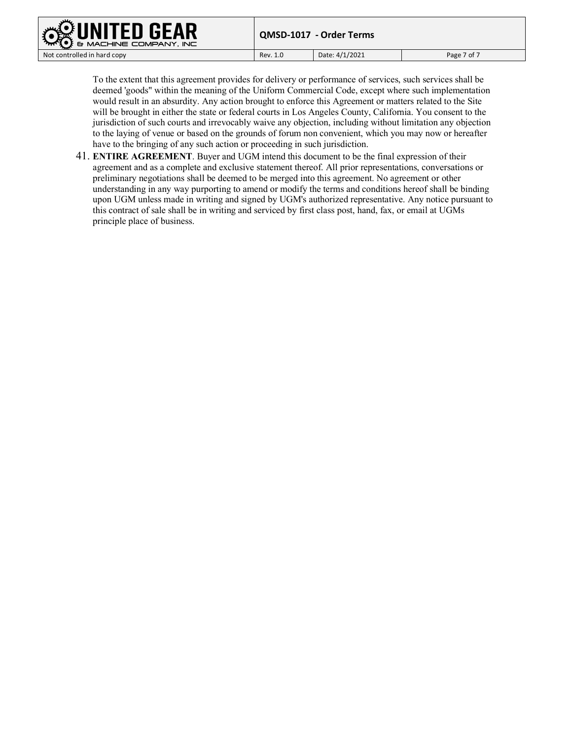To the extent that this agreement provides for delivery or performance of services, such services shall be deemed 'goods" within the meaning of the Uniform Commercial Code, except where such implementation would result in an absurdity. Any action brought to enforce this Agreement or matters related to the Site will be brought in either the state or federal courts in Los Angeles County, California. You consent to the jurisdiction of such courts and irrevocably waive any objection, including without limitation any objection to the laying of venue or based on the grounds of forum non convenient, which you may now or hereafter have to the bringing of any such action or proceeding in such jurisdiction.

41. **ENTIRE AGREEMENT**. Buyer and UGM intend this document to be the final expression of their agreement and as a complete and exclusive statement thereof. All prior representations, conversations or preliminary negotiations shall be deemed to be merged into this agreement. No agreement or other understanding in any way purporting to amend or modify the terms and conditions hereof shall be binding upon UGM unless made in writing and signed by UGM's authorized representative. Any notice pursuant to this contract of sale shall be in writing and serviced by first class post, hand, fax, or email at UGMs principle place of business.